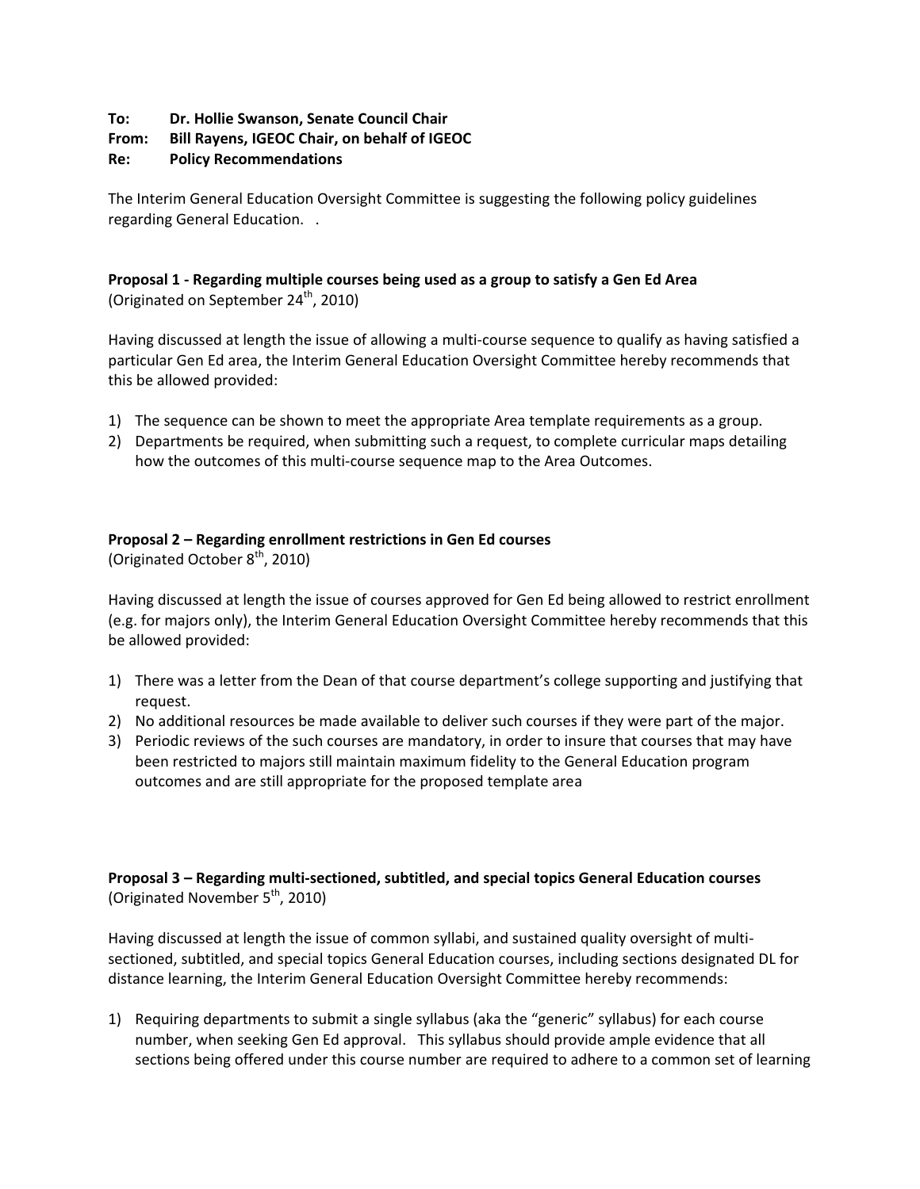**To:** **Dr. Hollie Swanson, Senate Council Chair**
**From:** **Bill Rayens, IGEOC Chair, on behalf of IGEOC**
**Re:** **Policy Recommendations**

The Interim General Education Oversight Committee is suggesting the following policy guidelines regarding General Education.   .

**Proposal 1 - Regarding multiple courses being used as a group to satisfy a Gen Ed Area**
(Originated on September 24th, 2010)

Having discussed at length the issue of allowing a multi-course sequence to qualify as having satisfied a particular Gen Ed area, the Interim General Education Oversight Committee hereby recommends that this be allowed provided:

1) The sequence can be shown to meet the appropriate Area template requirements as a group.
2) Departments be required, when submitting such a request, to complete curricular maps detailing how the outcomes of this multi-course sequence map to the Area Outcomes.

**Proposal 2 – Regarding enrollment restrictions in Gen Ed courses**
(Originated October 8th, 2010)

Having discussed at length the issue of courses approved for Gen Ed being allowed to restrict enrollment (e.g. for majors only), the Interim General Education Oversight Committee hereby recommends that this be allowed provided:

1) There was a letter from the Dean of that course department's college supporting and justifying that request.
2) No additional resources be made available to deliver such courses if they were part of the major.
3) Periodic reviews of the such courses are mandatory, in order to insure that courses that may have been restricted to majors still maintain maximum fidelity to the General Education program outcomes and are still appropriate for the proposed template area

**Proposal 3 – Regarding multi-sectioned, subtitled, and special topics General Education courses**
(Originated November 5th, 2010)

Having discussed at length the issue of common syllabi, and sustained quality oversight of multi-sectioned, subtitled, and special topics General Education courses, including sections designated DL for distance learning, the Interim General Education Oversight Committee hereby recommends:

1) Requiring departments to submit a single syllabus (aka the "generic" syllabus) for each course number, when seeking Gen Ed approval.   This syllabus should provide ample evidence that all sections being offered under this course number are required to adhere to a common set of learning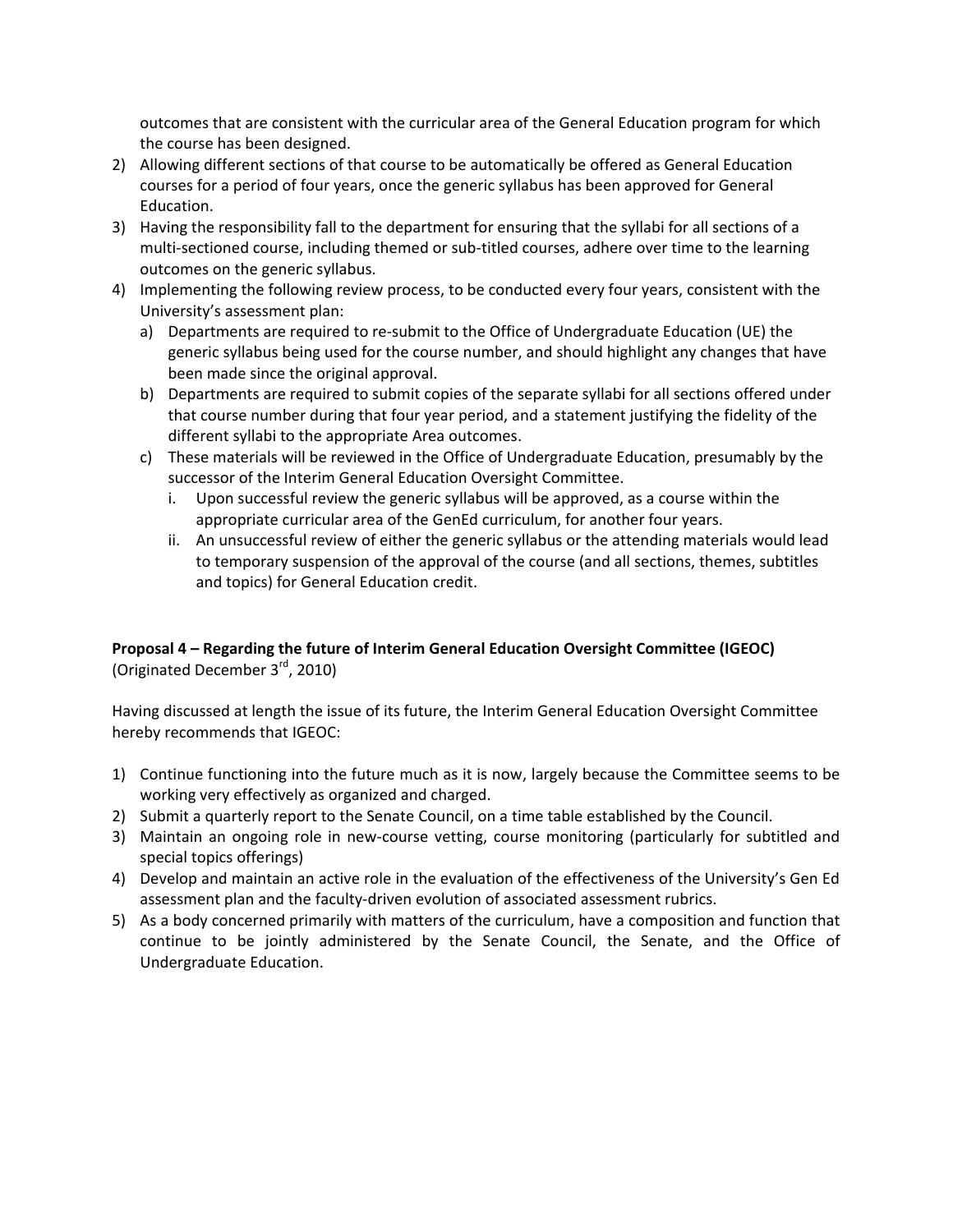outcomes that are consistent with the curricular area of the General Education program for which the course has been designed.

2) Allowing different sections of that course to be automatically be offered as General Education courses for a period of four years, once the generic syllabus has been approved for General Education.
3) Having the responsibility fall to the department for ensuring that the syllabi for all sections of a multi-sectioned course, including themed or sub-titled courses, adhere over time to the learning outcomes on the generic syllabus.
4) Implementing the following review process, to be conducted every four years, consistent with the University's assessment plan:
   a) Departments are required to re-submit to the Office of Undergraduate Education (UE) the generic syllabus being used for the course number, and should highlight any changes that have been made since the original approval.
   b) Departments are required to submit copies of the separate syllabi for all sections offered under that course number during that four year period, and a statement justifying the fidelity of the different syllabi to the appropriate Area outcomes.
   c) These materials will be reviewed in the Office of Undergraduate Education, presumably by the successor of the Interim General Education Oversight Committee.
      i. Upon successful review the generic syllabus will be approved, as a course within the appropriate curricular area of the GenEd curriculum, for another four years.
      ii. An unsuccessful review of either the generic syllabus or the attending materials would lead to temporary suspension of the approval of the course (and all sections, themes, subtitles and topics) for General Education credit.

**Proposal 4 – Regarding the future of Interim General Education Oversight Committee (IGEOC)**
(Originated December 3rd, 2010)

Having discussed at length the issue of its future, the Interim General Education Oversight Committee hereby recommends that IGEOC:

1) Continue functioning into the future much as it is now, largely because the Committee seems to be working very effectively as organized and charged.
2) Submit a quarterly report to the Senate Council, on a time table established by the Council.
3) Maintain an ongoing role in new-course vetting, course monitoring (particularly for subtitled and special topics offerings)
4) Develop and maintain an active role in the evaluation of the effectiveness of the University's Gen Ed assessment plan and the faculty-driven evolution of associated assessment rubrics.
5) As a body concerned primarily with matters of the curriculum, have a composition and function that continue to be jointly administered by the Senate Council, the Senate, and the Office of Undergraduate Education.